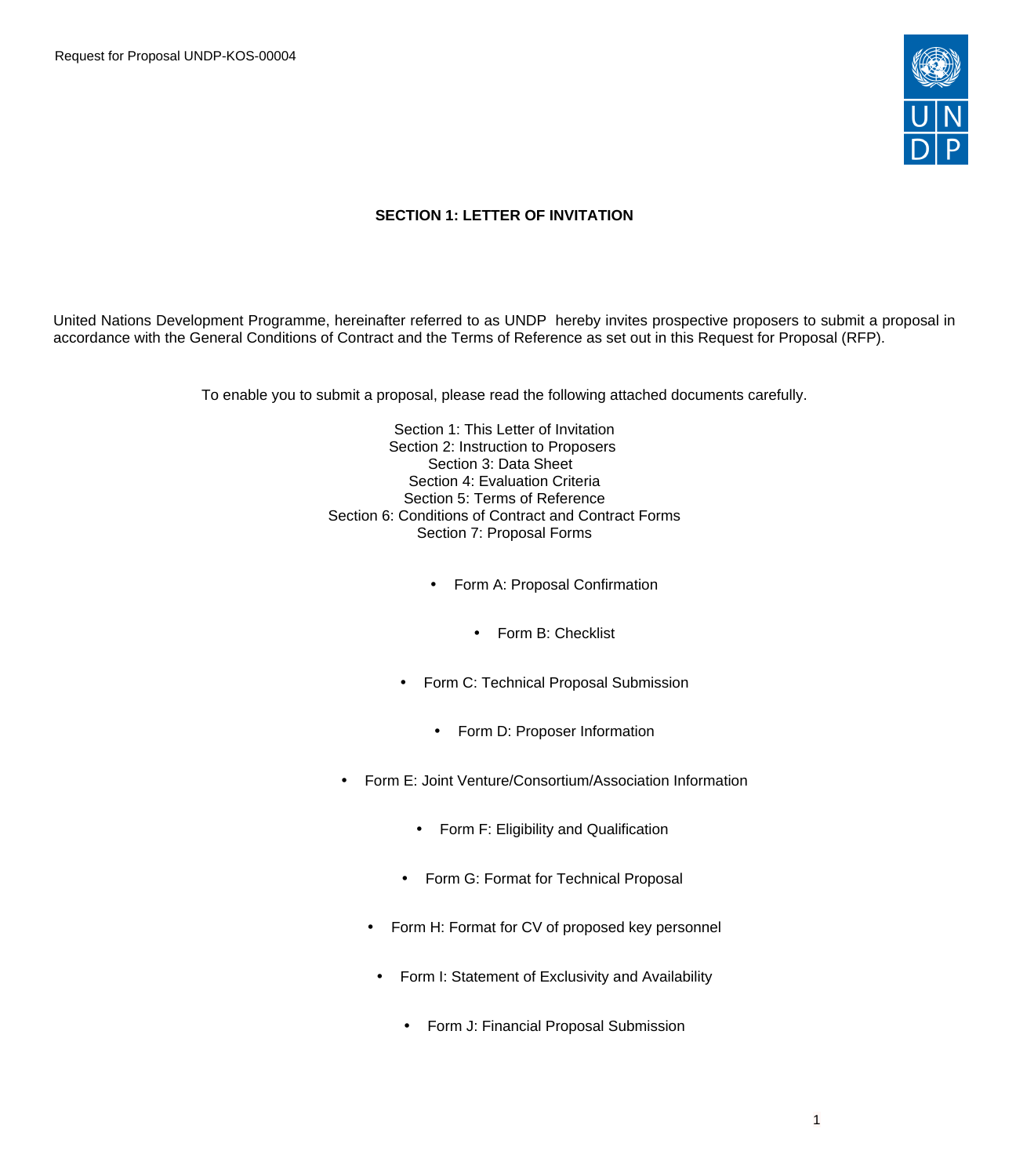# SECTION 1: LETTER OF INVITATION

United Nations Development Programme, hereinafter referred to as UNDP hereby invites prospective proposers to submit a proposal in accordance with the General Conditions of Contract and the Terms of Reference as set out in this Request for Proposal (RFP).

To enable you to submit a proposal, please read the following attached documents carefully.

Section 1: This Letter of Invitation
Section 2: Instruction to Proposers
Section 3: Data Sheet
Section 4: Evaluation Criteria
Section 5: Terms of Reference
Section 6: Conditions of Contract and Contract Forms
Section 7: Proposal Forms

- Form A: Proposal Confirmation
- Form B: Checklist
- Form C: Technical Proposal Submission
- Form D: Proposer Information
- Form E: Joint Venture/Consortium/Association Information
- Form F: Eligibility and Qualification
- Form G: Format for Technical Proposal
- Form H: Format for CV of proposed key personnel
- Form I: Statement of Exclusivity and Availability
- Form J: Financial Proposal Submission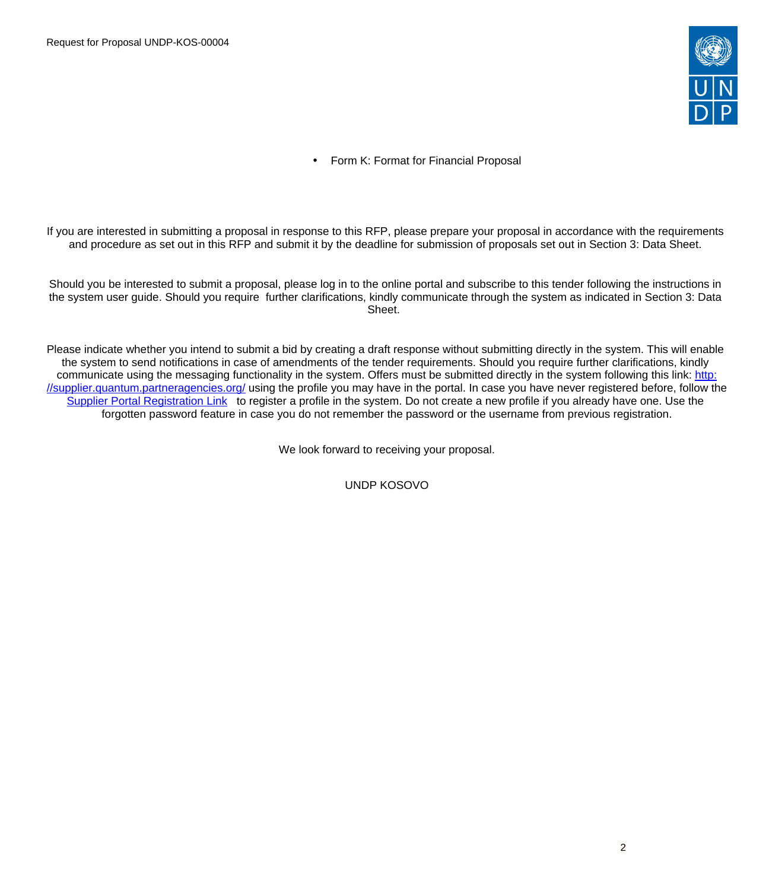- Form K: Format for Financial Proposal

If you are interested in submitting a proposal in response to this RFP, please prepare your proposal in accordance with the requirements and procedure as set out in this RFP and submit it by the deadline for submission of proposals set out in Section 3: Data Sheet.

Should you be interested to submit a proposal, please log in to the online portal and subscribe to this tender following the instructions in the system user guide. Should you require further clarifications, kindly communicate through the system as indicated in Section 3: Data Sheet.

Please indicate whether you intend to submit a bid by creating a draft response without submitting directly in the system. This will enable the system to send notifications in case of amendments of the tender requirements. Should you require further clarifications, kindly communicate using the messaging functionality in the system. Offers must be submitted directly in the system following this link: [http://supplier.quantum.partneragencies.org/](http://supplier.quantum.partneragencies.org/) using the profile you may have in the portal. In case you have never registered before, follow the Supplier Portal Registration Link to register a profile in the system. Do not create a new profile if you already have one. Use the forgotten password feature in case you do not remember the password or the username from previous registration.

We look forward to receiving your proposal.

UNDP KOSOVO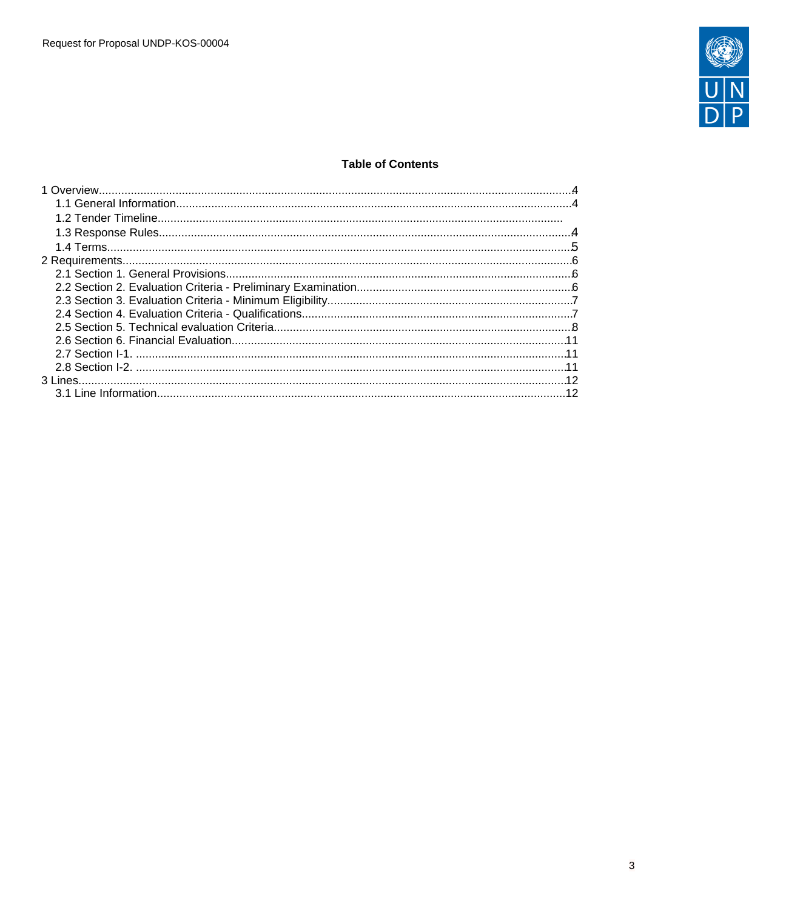**Table of Contents**

1 Overview....................................................................................................................................4
  1.1 General Information...........................................................................................................4
  1.2 Tender Timeline...............................................................................................................
  1.3 Response Rules................................................................................................................4
  1.4 Terms................................................................................................................................5
2 Requirements............................................................................................................................6
  2.1 Section 1. General Provisions...........................................................................................6
  2.2 Section 2. Evaluation Criteria - Preliminary Examination..................................................6
  2.3 Section 3. Evaluation Criteria - Minimum Eligibility............................................................7
  2.4 Section 4. Evaluation Criteria - Qualifications....................................................................7
  2.5 Section 5. Technical evaluation Criteria.............................................................................8
  2.6 Section 6. Financial Evaluation........................................................................................11
  2.7 Section I-1. ......................................................................................................................11
  2.8 Section I-2. ......................................................................................................................11
3 Lines.........................................................................................................................................12
  3.1 Line Information...............................................................................................................12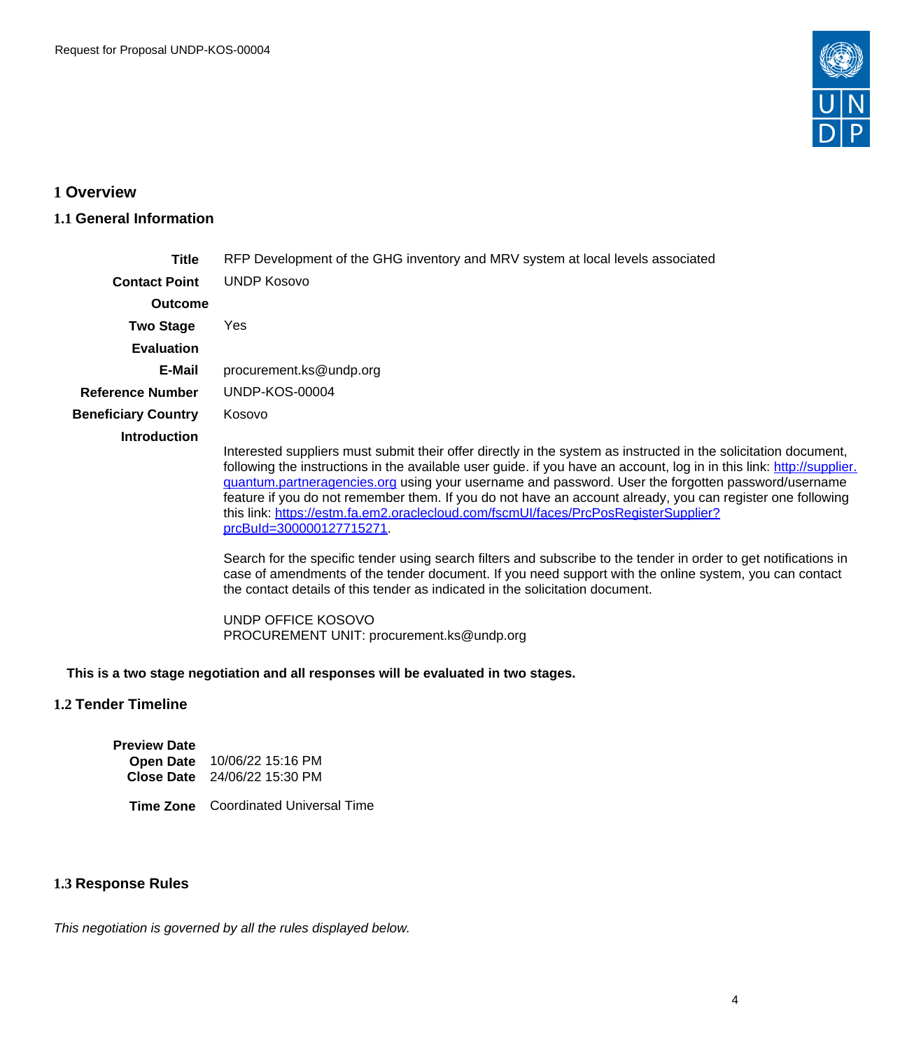# 1 Overview

## 1.1 General Information

| | |
|---|---|
| **Title** | RFP Development of the GHG inventory and MRV system at local levels associated |
| **Contact Point** | UNDP Kosovo |
| **Outcome** | |
| **Two Stage Evaluation** | Yes |
| **E-Mail** | procurement.ks@undp.org |
| **Reference Number** | UNDP-KOS-00004 |
| **Beneficiary Country** | Kosovo |
| **Introduction** | Interested suppliers must submit their offer directly in the system as instructed in the solicitation document, following the instructions in the available user guide. if you have an account, log in in this link: [http://supplier.quantum.partneragencies.org](http://supplier.quantum.partneragencies.org) using your username and password. User the forgotten password/username feature if you do not remember them. If you do not have an account already, you can register one following this link: [https://estm.fa.em2.oraclecloud.com/fscmUI/faces/PrcPosRegisterSupplier?prcBuId=300000127715271](https://estm.fa.em2.oraclecloud.com/fscmUI/faces/PrcPosRegisterSupplier?prcBuId=300000127715271).<br><br>Search for the specific tender using search filters and subscribe to the tender in order to get notifications in case of amendments of the tender document. If you need support with the online system, you can contact the contact details of this tender as indicated in the solicitation document.<br><br>UNDP OFFICE KOSOVO<br>PROCUREMENT UNIT: procurement.ks@undp.org |

**This is a two stage negotiation and all responses will be evaluated in two stages.**

## 1.2 Tender Timeline

| | |
|---|---|
| **Preview Date** | |
| **Open Date** | 10/06/22 15:16 PM |
| **Close Date** | 24/06/22 15:30 PM |
| **Time Zone** | Coordinated Universal Time |

## 1.3 Response Rules

*This negotiation is governed by all the rules displayed below.*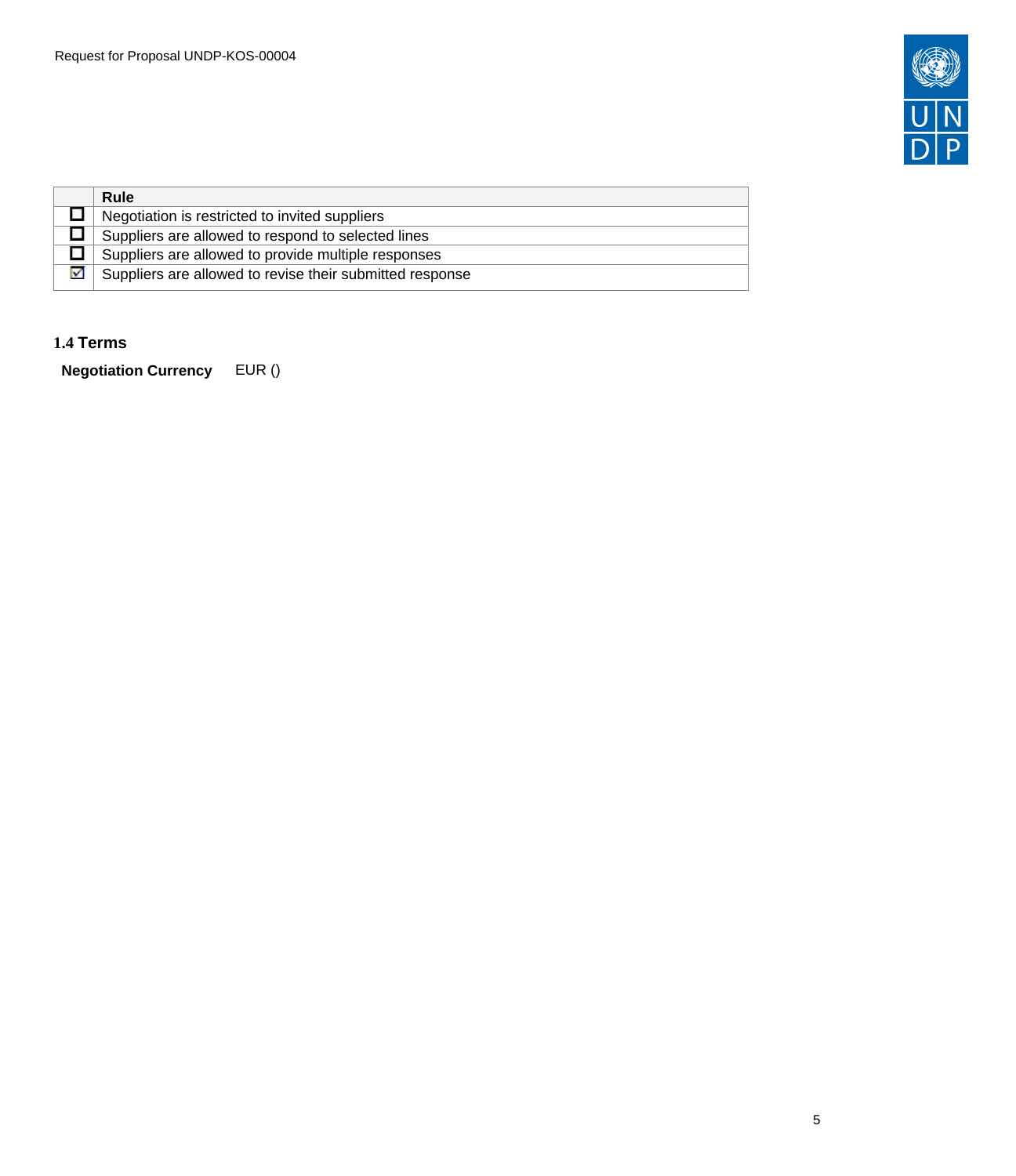|  | Rule |
|---|---|
| ☐ | Negotiation is restricted to invited suppliers |
| ☐ | Suppliers are allowed to respond to selected lines |
| ☐ | Suppliers are allowed to provide multiple responses |
| ☑ | Suppliers are allowed to revise their submitted response |

### 1.4 Terms

**Negotiation Currency** EUR ()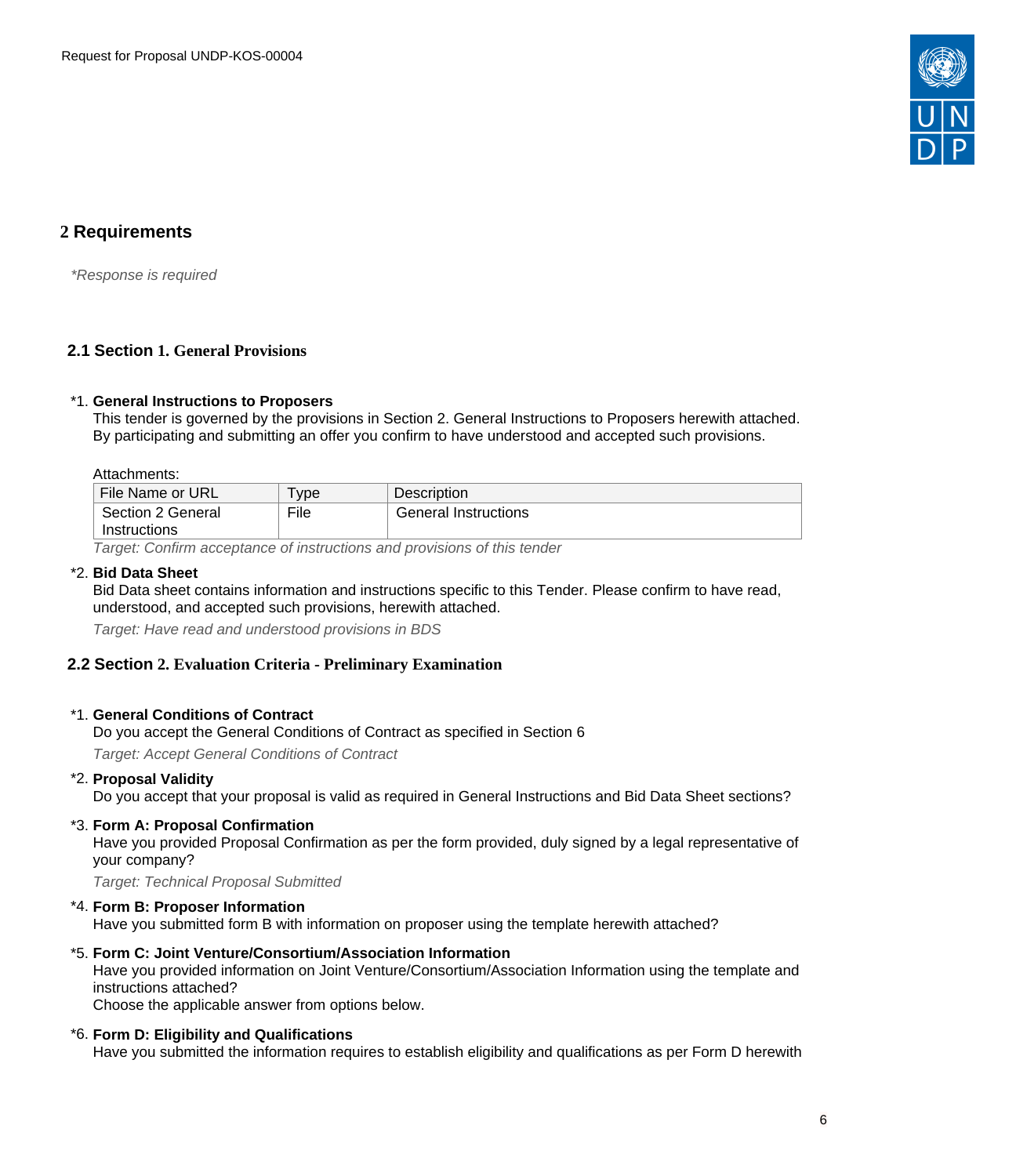## 2 Requirements

*\*Response is required*

### 2.1 Section 1. General Provisions

*1. **General Instructions to Proposers**
This tender is governed by the provisions in Section 2. General Instructions to Proposers herewith attached. By participating and submitting an offer you confirm to have understood and accepted such provisions.

Attachments:

| File Name or URL | Type | Description |
|---|---|---|
| Section 2 General Instructions | File | General Instructions |

*Target: Confirm acceptance of instructions and provisions of this tender*

*2. **Bid Data Sheet**
Bid Data sheet contains information and instructions specific to this Tender. Please confirm to have read, understood, and accepted such provisions, herewith attached.

*Target: Have read and understood provisions in BDS*

### 2.2 Section 2. Evaluation Criteria - Preliminary Examination

*1. **General Conditions of Contract**
Do you accept the General Conditions of Contract as specified in Section 6

*Target: Accept General Conditions of Contract*

*2. **Proposal Validity**
Do you accept that your proposal is valid as required in General Instructions and Bid Data Sheet sections?

*3. **Form A: Proposal Confirmation**
Have you provided Proposal Confirmation as per the form provided, duly signed by a legal representative of your company?

*Target: Technical Proposal Submitted*

*4. **Form B: Proposer Information**
Have you submitted form B with information on proposer using the template herewith attached?

*5. **Form C: Joint Venture/Consortium/Association Information**
Have you provided information on Joint Venture/Consortium/Association Information using the template and instructions attached?
Choose the applicable answer from options below.

*6. **Form D: Eligibility and Qualifications**
Have you submitted the information requires to establish eligibility and qualifications as per Form D herewith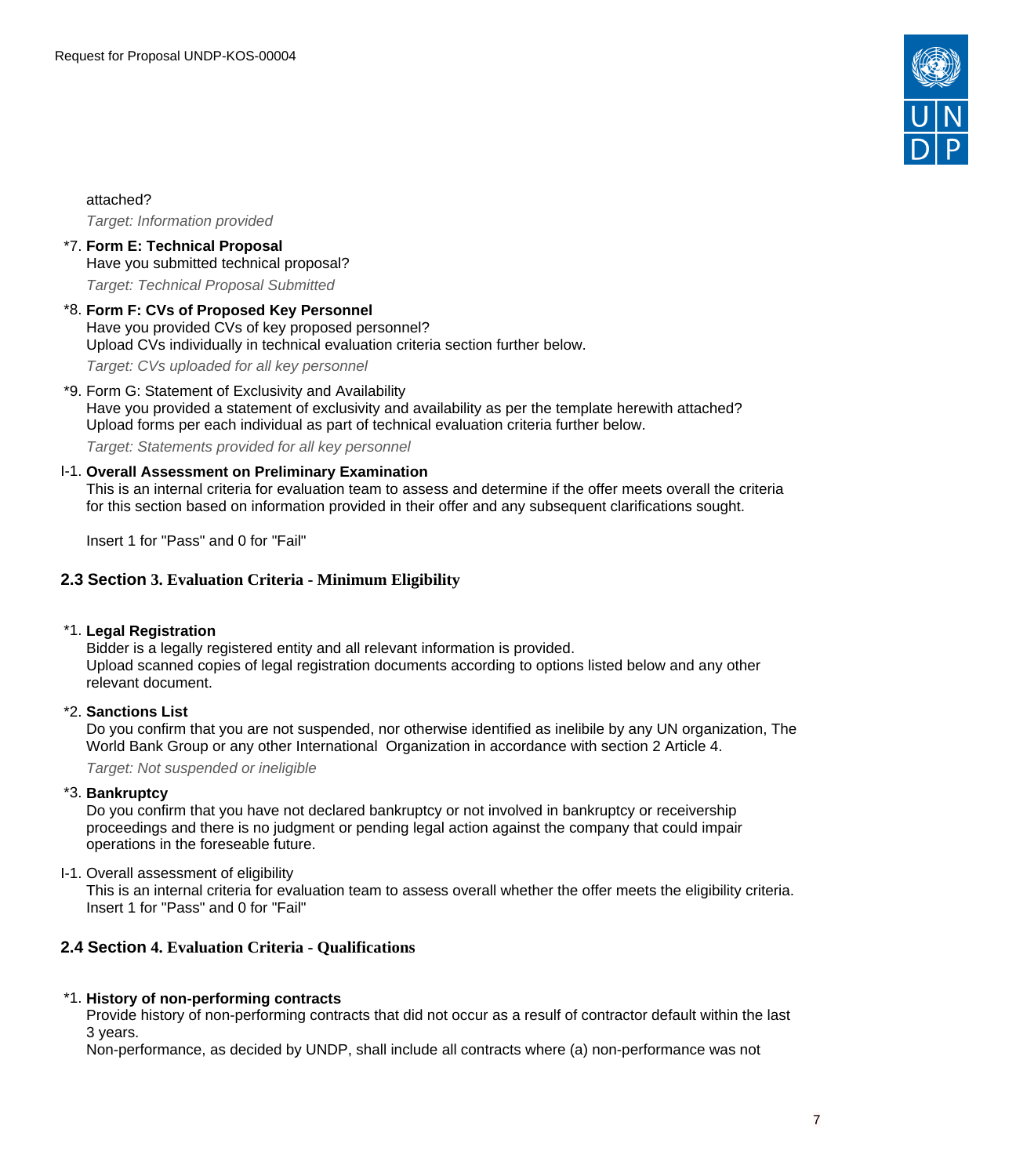attached?

*Target: Information provided*

*7. **Form E: Technical Proposal**
Have you submitted technical proposal?

*Target: Technical Proposal Submitted*

*8. **Form F: CVs of Proposed Key Personnel**
Have you provided CVs of key proposed personnel?
Upload CVs individually in technical evaluation criteria section further below.

*Target: CVs uploaded for all key personnel*

*9. Form G: Statement of Exclusivity and Availability
Have you provided a statement of exclusivity and availability as per the template herewith attached?
Upload forms per each individual as part of technical evaluation criteria further below.

*Target: Statements provided for all key personnel*

I-1. **Overall Assessment on Preliminary Examination**
This is an internal criteria for evaluation team to assess and determine if the offer meets overall the criteria for this section based on information provided in their offer and any subsequent clarifications sought.

Insert 1 for "Pass" and 0 for "Fail"

## 2.3 Section 3. Evaluation Criteria - Minimum Eligibility

*1. **Legal Registration**
Bidder is a legally registered entity and all relevant information is provided.
Upload scanned copies of legal registration documents according to options listed below and any other relevant document.

*2. **Sanctions List**
Do you confirm that you are not suspended, nor otherwise identified as inelibile by any UN organization, The World Bank Group or any other International Organization in accordance with section 2 Article 4.

*Target: Not suspended or ineligible*

*3. **Bankruptcy**
Do you confirm that you have not declared bankruptcy or not involved in bankruptcy or receivership proceedings and there is no judgment or pending legal action against the company that could impair operations in the foreseeable future.

I-1. Overall assessment of eligibility
This is an internal criteria for evaluation team to assess overall whether the offer meets the eligibility criteria.
Insert 1 for "Pass" and 0 for "Fail"

## 2.4 Section 4. Evaluation Criteria - Qualifications

*1. **History of non-performing contracts**
Provide history of non-performing contracts that did not occur as a result of contractor default within the last 3 years.
Non-performance, as decided by UNDP, shall include all contracts where (a) non-performance was not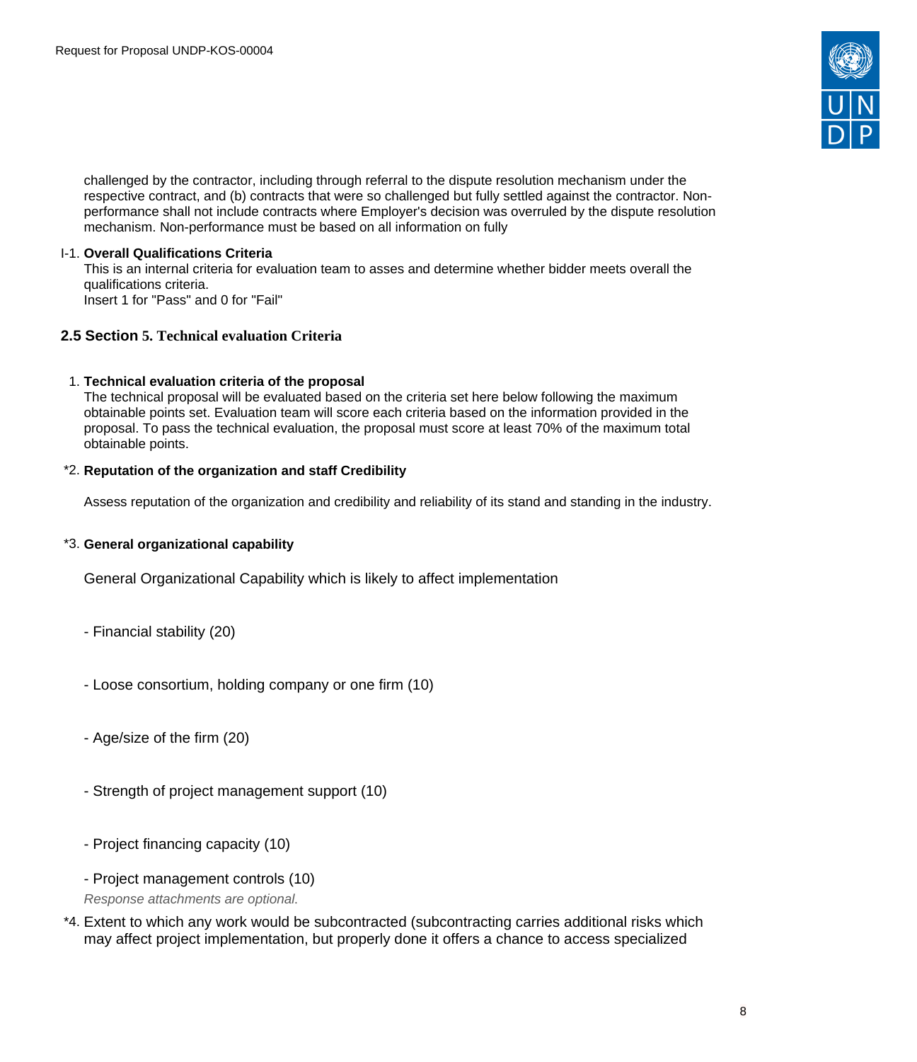challenged by the contractor, including through referral to the dispute resolution mechanism under the respective contract, and (b) contracts that were so challenged but fully settled against the contractor. Non-performance shall not include contracts where Employer's decision was overruled by the dispute resolution mechanism. Non-performance must be based on all information on fully

I-1. **Overall Qualifications Criteria**
This is an internal criteria for evaluation team to asses and determine whether bidder meets overall the qualifications criteria.
Insert 1 for "Pass" and 0 for "Fail"

## 2.5 Section 5. Technical evaluation Criteria

1. **Technical evaluation criteria of the proposal**
The technical proposal will be evaluated based on the criteria set here below following the maximum obtainable points set. Evaluation team will score each criteria based on the information provided in the proposal. To pass the technical evaluation, the proposal must score at least 70% of the maximum total obtainable points.

*2. **Reputation of the organization and staff Credibility**

Assess reputation of the organization and credibility and reliability of its stand and standing in the industry.

*3. **General organizational capability**

General Organizational Capability which is likely to affect implementation

- Financial stability (20)

- Loose consortium, holding company or one firm (10)

- Age/size of the firm (20)

- Strength of project management support (10)

- Project financing capacity (10)

- Project management controls (10)

*Response attachments are optional.*

*4. Extent to which any work would be subcontracted (subcontracting carries additional risks which may affect project implementation, but properly done it offers a chance to access specialized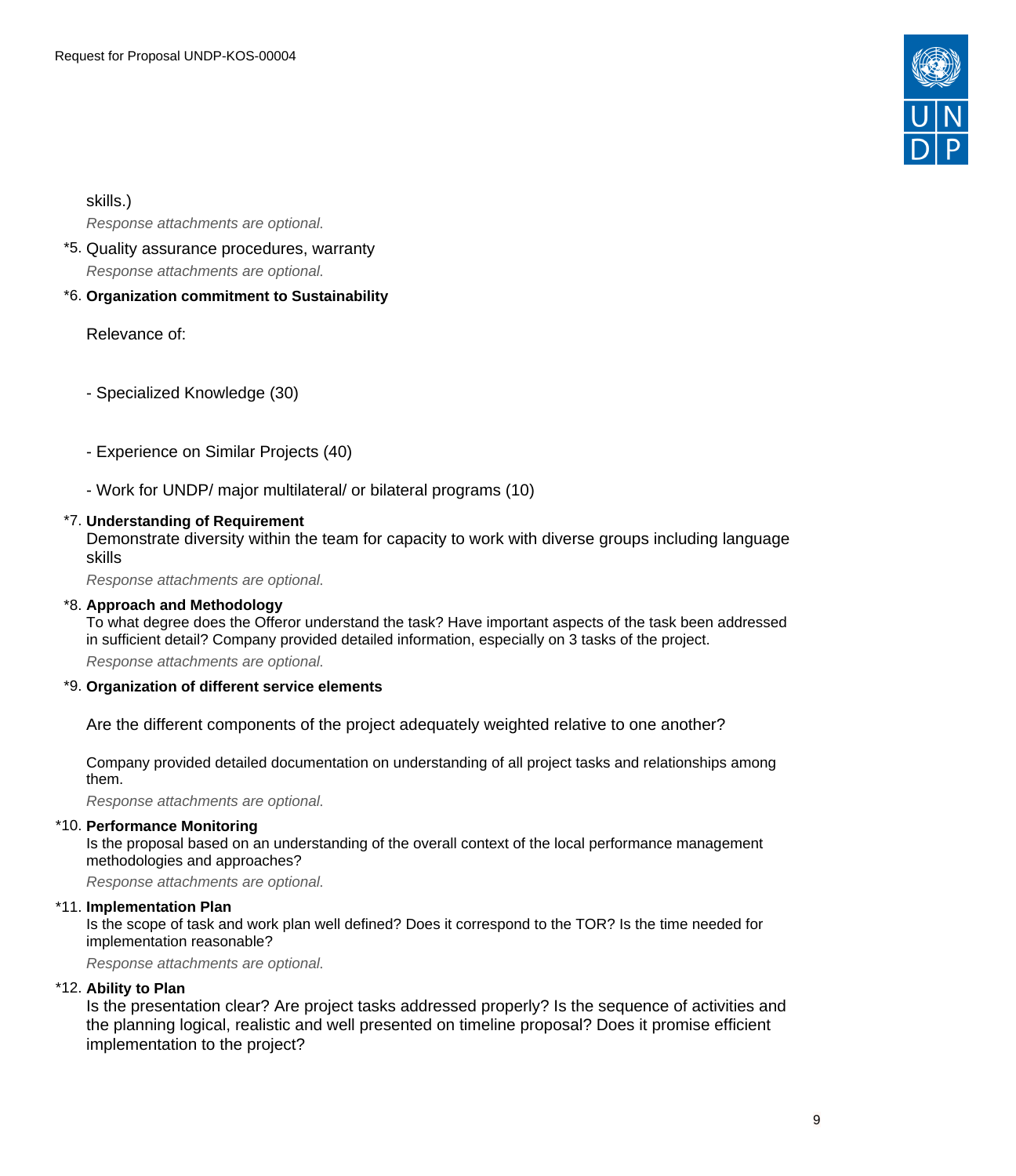skills.)

*Response attachments are optional.*

*5. Quality assurance procedures, warranty

*Response attachments are optional.*

*6. **Organization commitment to Sustainability**

Relevance of:

- Specialized Knowledge (30)

- Experience on Similar Projects (40)

- Work for UNDP/ major multilateral/ or bilateral programs (10)

*7. **Understanding of Requirement**

Demonstrate diversity within the team for capacity to work with diverse groups including language skills

*Response attachments are optional.*

*8. **Approach and Methodology**

To what degree does the Offeror understand the task? Have important aspects of the task been addressed in sufficient detail? Company provided detailed information, especially on 3 tasks of the project.

*Response attachments are optional.*

*9. **Organization of different service elements**

Are the different components of the project adequately weighted relative to one another?

Company provided detailed documentation on understanding of all project tasks and relationships among them.

*Response attachments are optional.*

*10. **Performance Monitoring**

Is the proposal based on an understanding of the overall context of the local performance management methodologies and approaches?

*Response attachments are optional.*

*11. **Implementation Plan**

Is the scope of task and work plan well defined? Does it correspond to the TOR? Is the time needed for implementation reasonable?

*Response attachments are optional.*

*12. **Ability to Plan**

Is the presentation clear? Are project tasks addressed properly? Is the sequence of activities and the planning logical, realistic and well presented on timeline proposal? Does it promise efficient implementation to the project?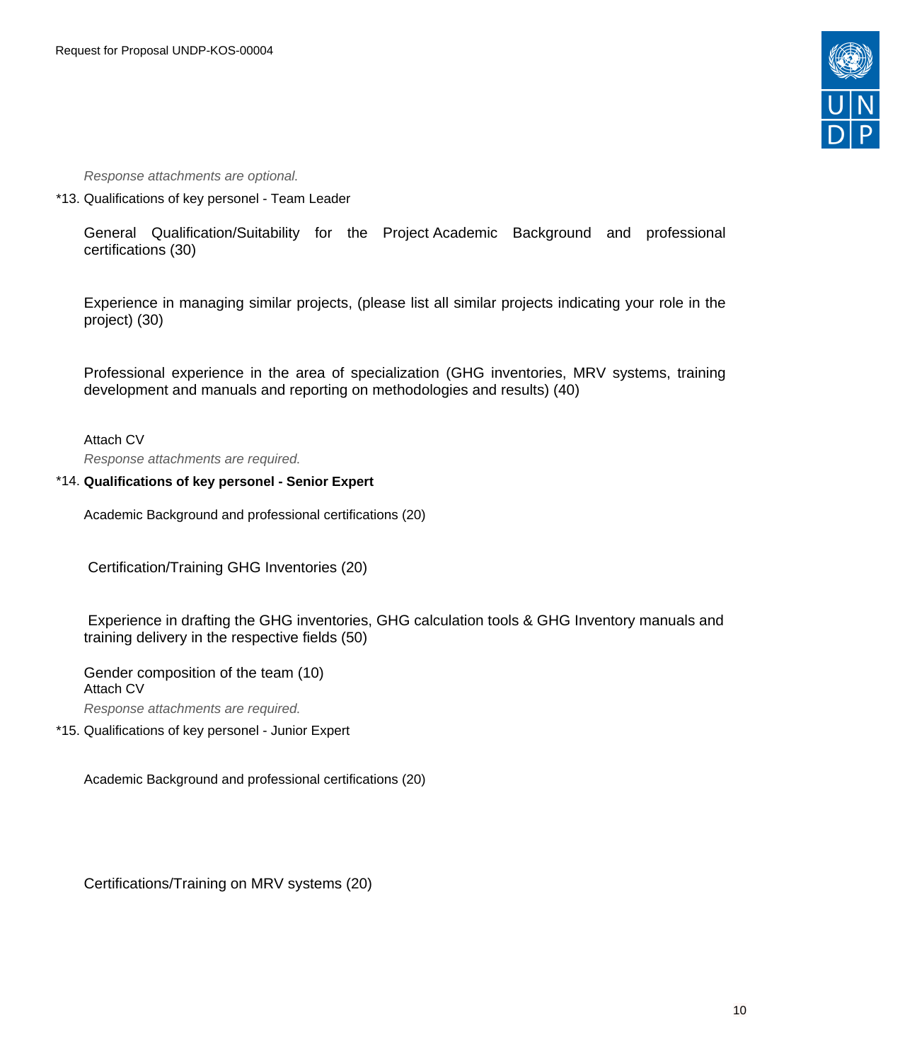*Response attachments are optional.*

*13. Qualifications of key personel - Team Leader

General Qualification/Suitability for the Project Academic Background and professional certifications (30)

Experience in managing similar projects, (please list all similar projects indicating your role in the project) (30)

Professional experience in the area of specialization (GHG inventories, MRV systems, training development and manuals and reporting on methodologies and results) (40)

Attach CV

*Response attachments are required.*

*14. **Qualifications of key personel - Senior Expert**

Academic Background and professional certifications (20)

Certification/Training GHG Inventories (20)

Experience in drafting the GHG inventories, GHG calculation tools & GHG Inventory manuals and training delivery in the respective fields (50)

Gender composition of the team (10)

Attach CV

*Response attachments are required.*

*15. Qualifications of key personel - Junior Expert

Academic Background and professional certifications (20)

Certifications/Training on MRV systems (20)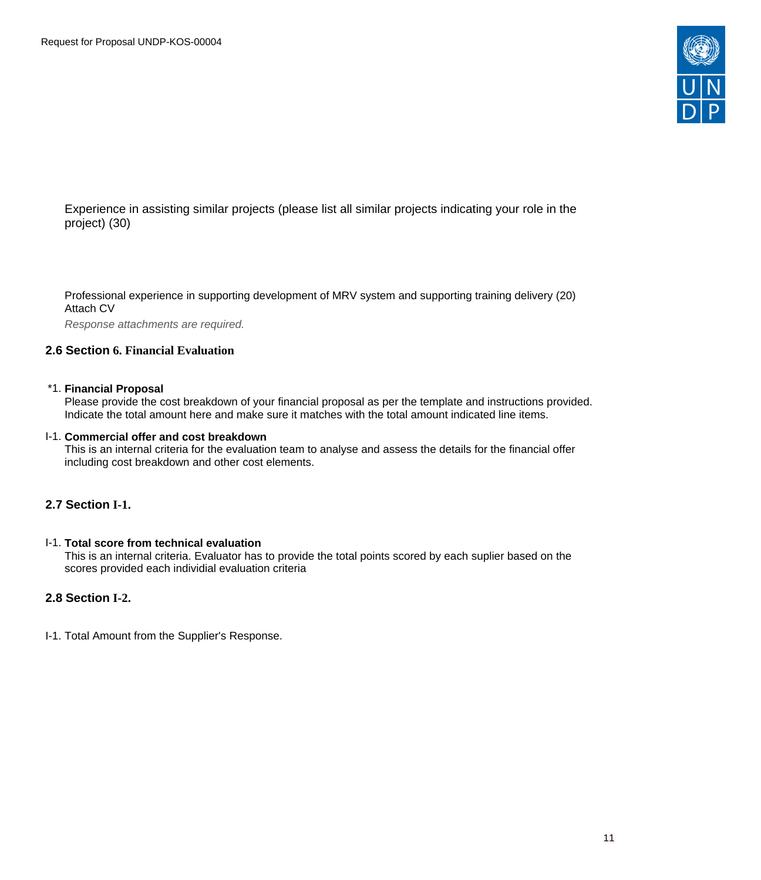Experience in assisting similar projects (please list all similar projects indicating your role in the project) (30)

Professional experience in supporting development of MRV system and supporting training delivery (20)
Attach CV

*Response attachments are required.*

## 2.6 Section 6. Financial Evaluation

*1. **Financial Proposal**
Please provide the cost breakdown of your financial proposal as per the template and instructions provided. Indicate the total amount here and make sure it matches with the total amount indicated line items.

I-1. **Commercial offer and cost breakdown**
This is an internal criteria for the evaluation team to analyse and assess the details for the financial offer including cost breakdown and other cost elements.

## 2.7 Section I-1.

I-1. **Total score from technical evaluation**
This is an internal criteria. Evaluator has to provide the total points scored by each suplier based on the scores provided each individial evaluation criteria

## 2.8 Section I-2.

I-1. Total Amount from the Supplier's Response.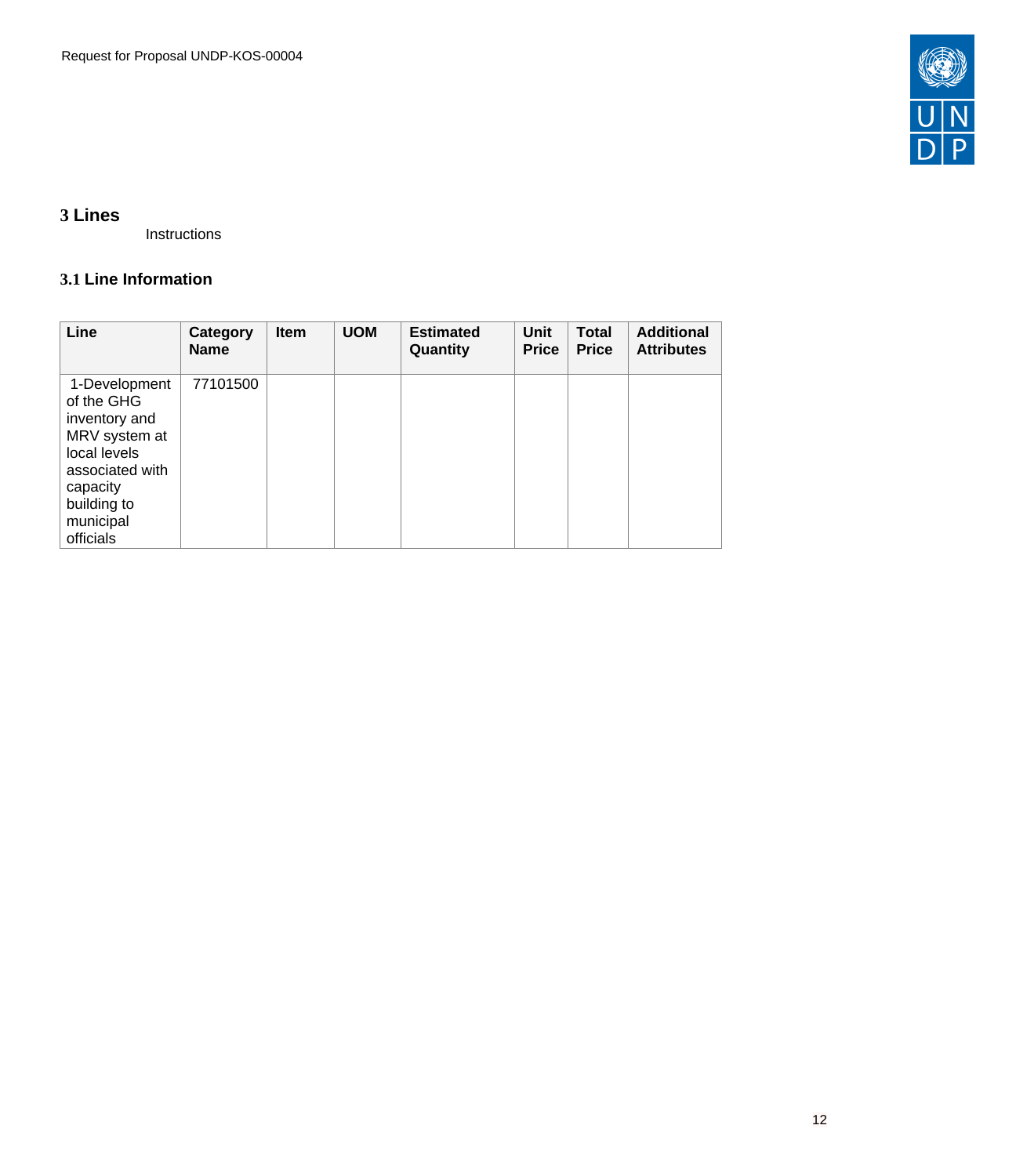## 3 Lines

Instructions

### 3.1 Line Information

| Line | Category Name | Item | UOM | Estimated Quantity | Unit Price | Total Price | Additional Attributes |
|---|---|---|---|---|---|---|---|
| 1-Development of the GHG inventory and MRV system at local levels associated with capacity building to municipal officials | 77101500 | | | | | | |